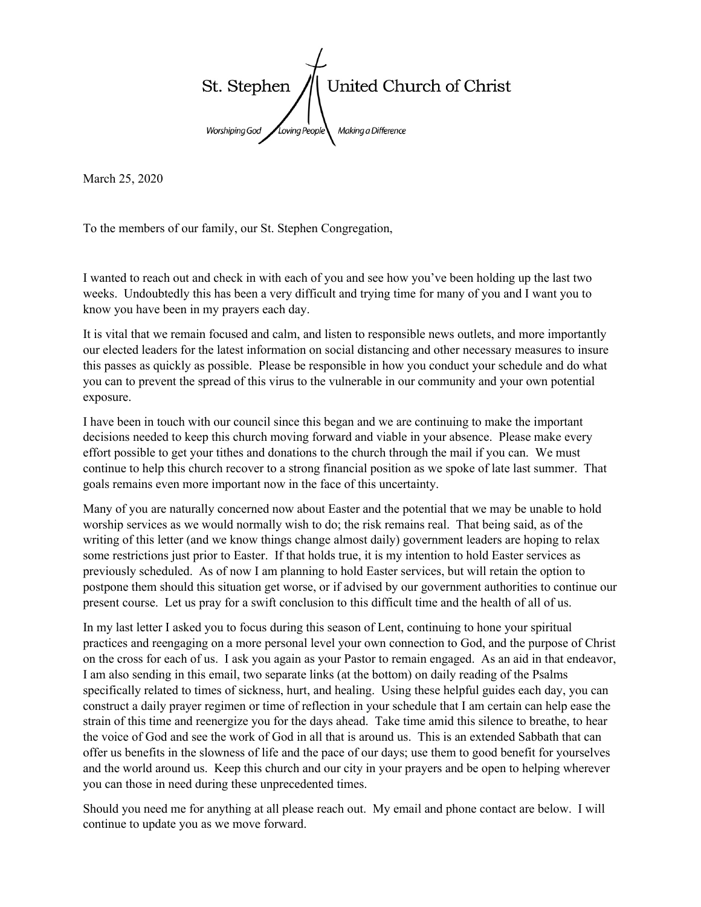St. Stephen United Church of Christ

*Worshiping God Loving People Making a Difference*

March 25, 2020

To the members of our family, our St. Stephen Congregation,

I wanted to reach out and check in with each of you and see how you've been holding up the last two weeks. Undoubtedly this has been a very difficult and trying time for many of you and I want you to know you have been in my prayers each day.

It is vital that we remain focused and calm, and listen to responsible news outlets, and more importantly our elected leaders for the latest information on social distancing and other necessary measures to insure this passes as quickly as possible. Please be responsible in how you conduct your schedule and do what you can to prevent the spread of this virus to the vulnerable in our community and your own potential exposure.

I have been in touch with our council since this began and we are continuing to make the important decisions needed to keep this church moving forward and viable in your absence. Please make every effort possible to get your tithes and donations to the church through the mail if you can. We must continue to help this church recover to a strong financial position as we spoke of late last summer. That goals remains even more important now in the face of this uncertainty.

Many of you are naturally concerned now about Easter and the potential that we may be unable to hold worship services as we would normally wish to do; the risk remains real. That being said, as of the writing of this letter (and we know things change almost daily) government leaders are hoping to relax some restrictions just prior to Easter. If that holds true, it is my intention to hold Easter services as previously scheduled. As of now I am planning to hold Easter services, but will retain the option to postpone them should this situation get worse, or if advised by our government authorities to continue our present course. Let us pray for a swift conclusion to this difficult time and the health of all of us.

In my last letter I asked you to focus during this season of Lent, continuing to hone your spiritual practices and reengaging on a more personal level your own connection to God, and the purpose of Christ on the cross for each of us. I ask you again as your Pastor to remain engaged. As an aid in that endeavor, I am also sending in this email, two separate links (at the bottom) on daily reading of the Psalms specifically related to times of sickness, hurt, and healing. Using these helpful guides each day, you can construct a daily prayer regimen or time of reflection in your schedule that I am certain can help ease the strain of this time and reenergize you for the days ahead. Take time amid this silence to breathe, to hear the voice of God and see the work of God in all that is around us. This is an extended Sabbath that can offer us benefits in the slowness of life and the pace of our days; use them to good benefit for yourselves and the world around us. Keep this church and our city in your prayers and be open to helping wherever you can those in need during these unprecedented times.

Should you need me for anything at all please reach out. My email and phone contact are below. I will continue to update you as we move forward.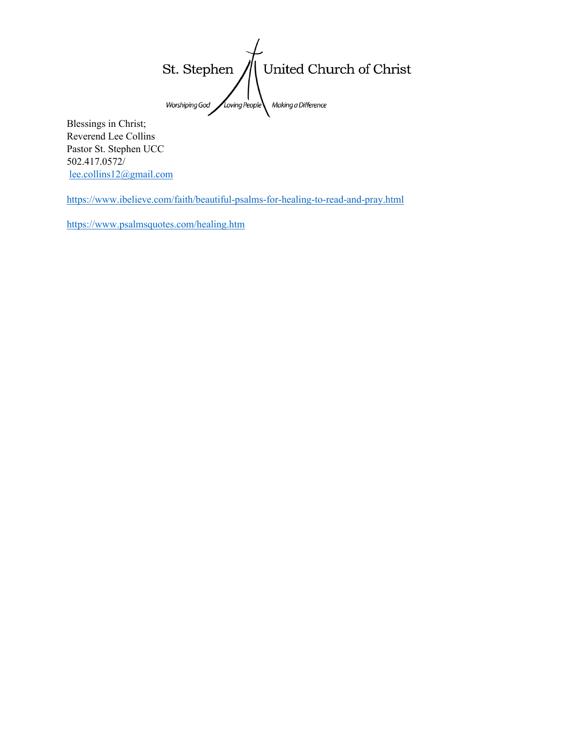St. Stephen United Church of Christ

*Worshiping God* *Loving People* *Making a Difference*

Blessings in Christ;
Reverend Lee Collins
Pastor St. Stephen UCC
502.417.0572/
lee.collins12@gmail.com

https://www.ibelieve.com/faith/beautiful-psalms-for-healing-to-read-and-pray.html

https://www.psalmsquotes.com/healing.htm